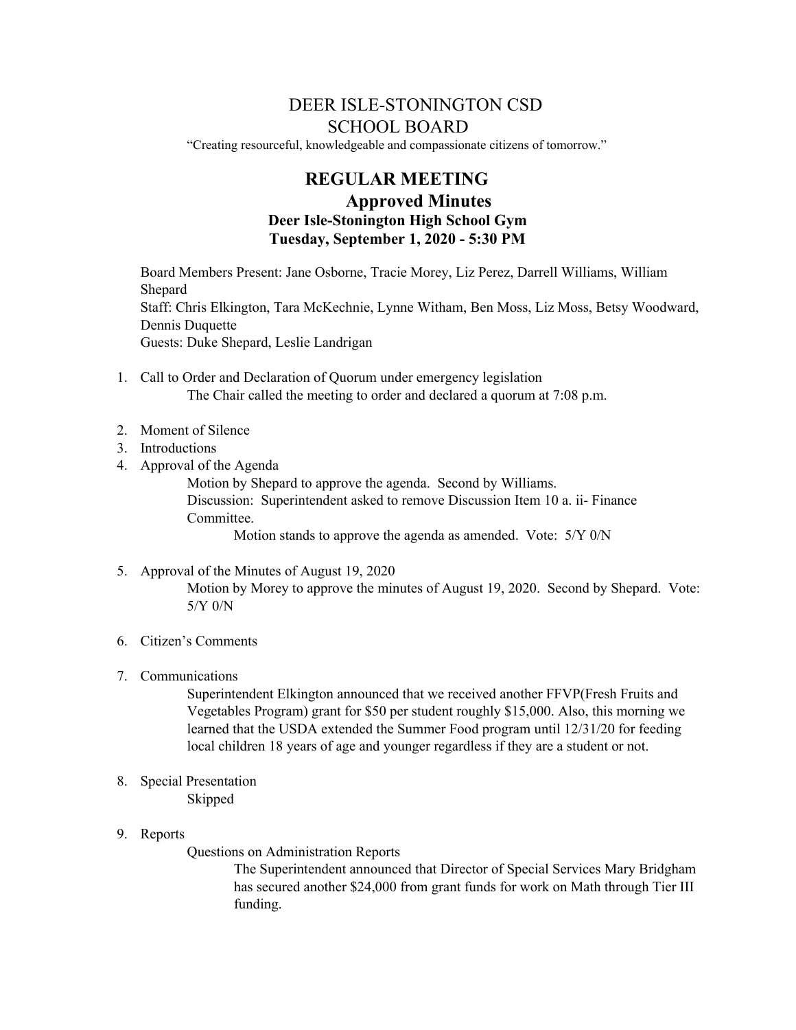# DEER ISLE-STONINGTON CSD
# SCHOOL BOARD

"Creating resourceful, knowledgeable and compassionate citizens of tomorrow."

## REGULAR MEETING
## Approved Minutes
### Deer Isle-Stonington High School Gym
### Tuesday, September 1, 2020 - 5:30 PM

Board Members Present: Jane Osborne, Tracie Morey, Liz Perez, Darrell Williams, William Shepard
Staff: Chris Elkington, Tara McKechnie, Lynne Witham, Ben Moss, Liz Moss, Betsy Woodward, Dennis Duquette
Guests: Duke Shepard, Leslie Landrigan

1. Call to Order and Declaration of Quorum under emergency legislation
   The Chair called the meeting to order and declared a quorum at 7:08 p.m.

2. Moment of Silence
3. Introductions
4. Approval of the Agenda
   Motion by Shepard to approve the agenda. Second by Williams.
   Discussion: Superintendent asked to remove Discussion Item 10 a. ii- Finance Committee.
   Motion stands to approve the agenda as amended. Vote: 5/Y 0/N

5. Approval of the Minutes of August 19, 2020
   Motion by Morey to approve the minutes of August 19, 2020. Second by Shepard. Vote: 5/Y 0/N

6. Citizen's Comments

7. Communications
   Superintendent Elkington announced that we received another FFVP(Fresh Fruits and Vegetables Program) grant for $50 per student roughly $15,000. Also, this morning we learned that the USDA extended the Summer Food program until 12/31/20 for feeding local children 18 years of age and younger regardless if they are a student or not.

8. Special Presentation
   Skipped

9. Reports
   Questions on Administration Reports
   The Superintendent announced that Director of Special Services Mary Bridgham has secured another $24,000 from grant funds for work on Math through Tier III funding.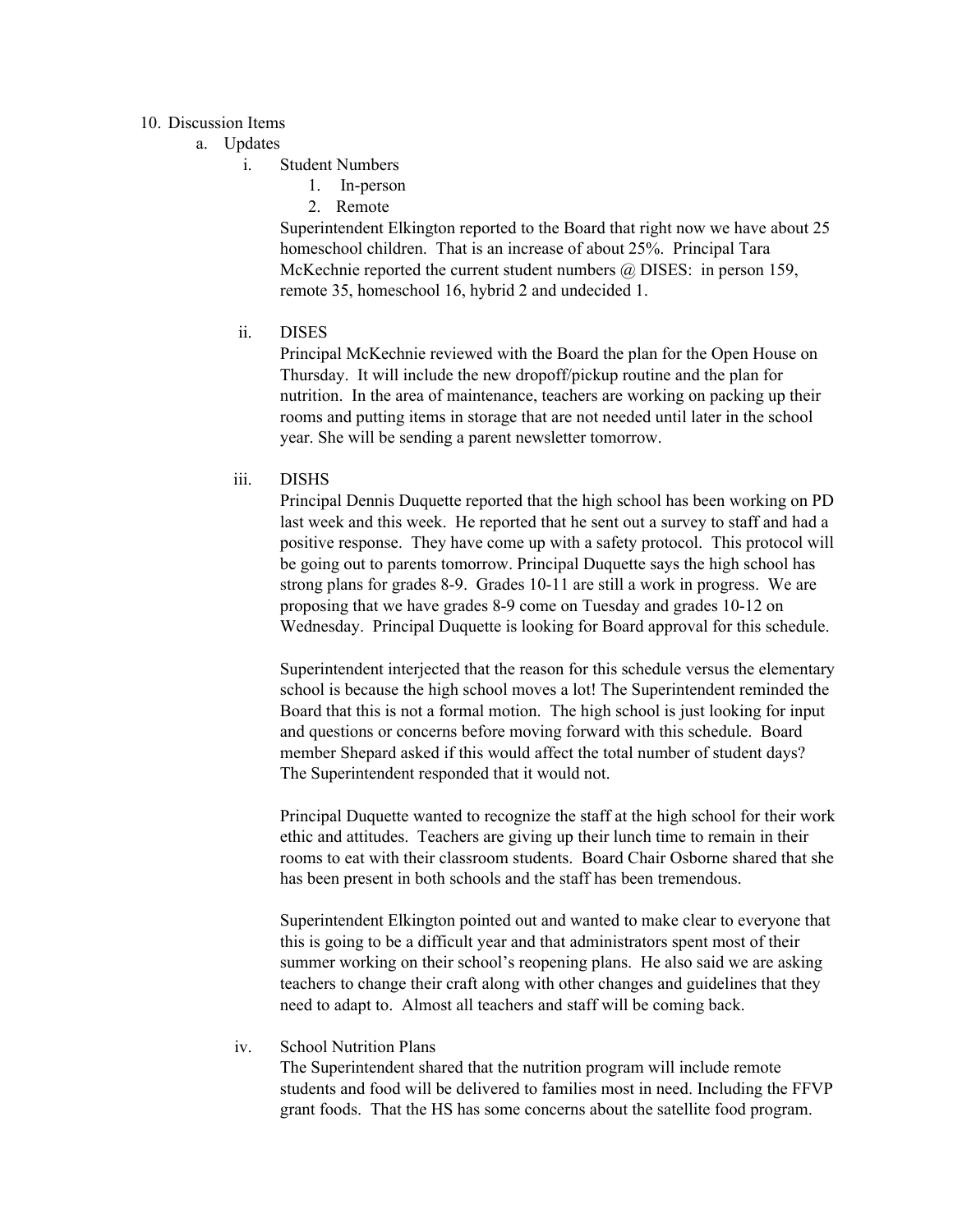10. Discussion Items
    a. Updates
        i. Student Numbers
            1. In-person
            2. Remote

        Superintendent Elkington reported to the Board that right now we have about 25 homeschool children. That is an increase of about 25%. Principal Tara McKechnie reported the current student numbers @ DISES: in person 159, remote 35, homeschool 16, hybrid 2 and undecided 1.

        ii. DISES

        Principal McKechnie reviewed with the Board the plan for the Open House on Thursday. It will include the new dropoff/pickup routine and the plan for nutrition. In the area of maintenance, teachers are working on packing up their rooms and putting items in storage that are not needed until later in the school year. She will be sending a parent newsletter tomorrow.

        iii. DISHS

        Principal Dennis Duquette reported that the high school has been working on PD last week and this week. He reported that he sent out a survey to staff and had a positive response. They have come up with a safety protocol. This protocol will be going out to parents tomorrow. Principal Duquette says the high school has strong plans for grades 8-9. Grades 10-11 are still a work in progress. We are proposing that we have grades 8-9 come on Tuesday and grades 10-12 on Wednesday. Principal Duquette is looking for Board approval for this schedule.

        Superintendent interjected that the reason for this schedule versus the elementary school is because the high school moves a lot! The Superintendent reminded the Board that this is not a formal motion. The high school is just looking for input and questions or concerns before moving forward with this schedule. Board member Shepard asked if this would affect the total number of student days? The Superintendent responded that it would not.

        Principal Duquette wanted to recognize the staff at the high school for their work ethic and attitudes. Teachers are giving up their lunch time to remain in their rooms to eat with their classroom students. Board Chair Osborne shared that she has been present in both schools and the staff has been tremendous.

        Superintendent Elkington pointed out and wanted to make clear to everyone that this is going to be a difficult year and that administrators spent most of their summer working on their school's reopening plans. He also said we are asking teachers to change their craft along with other changes and guidelines that they need to adapt to. Almost all teachers and staff will be coming back.

        iv. School Nutrition Plans

        The Superintendent shared that the nutrition program will include remote students and food will be delivered to families most in need. Including the FFVP grant foods. That the HS has some concerns about the satellite food program.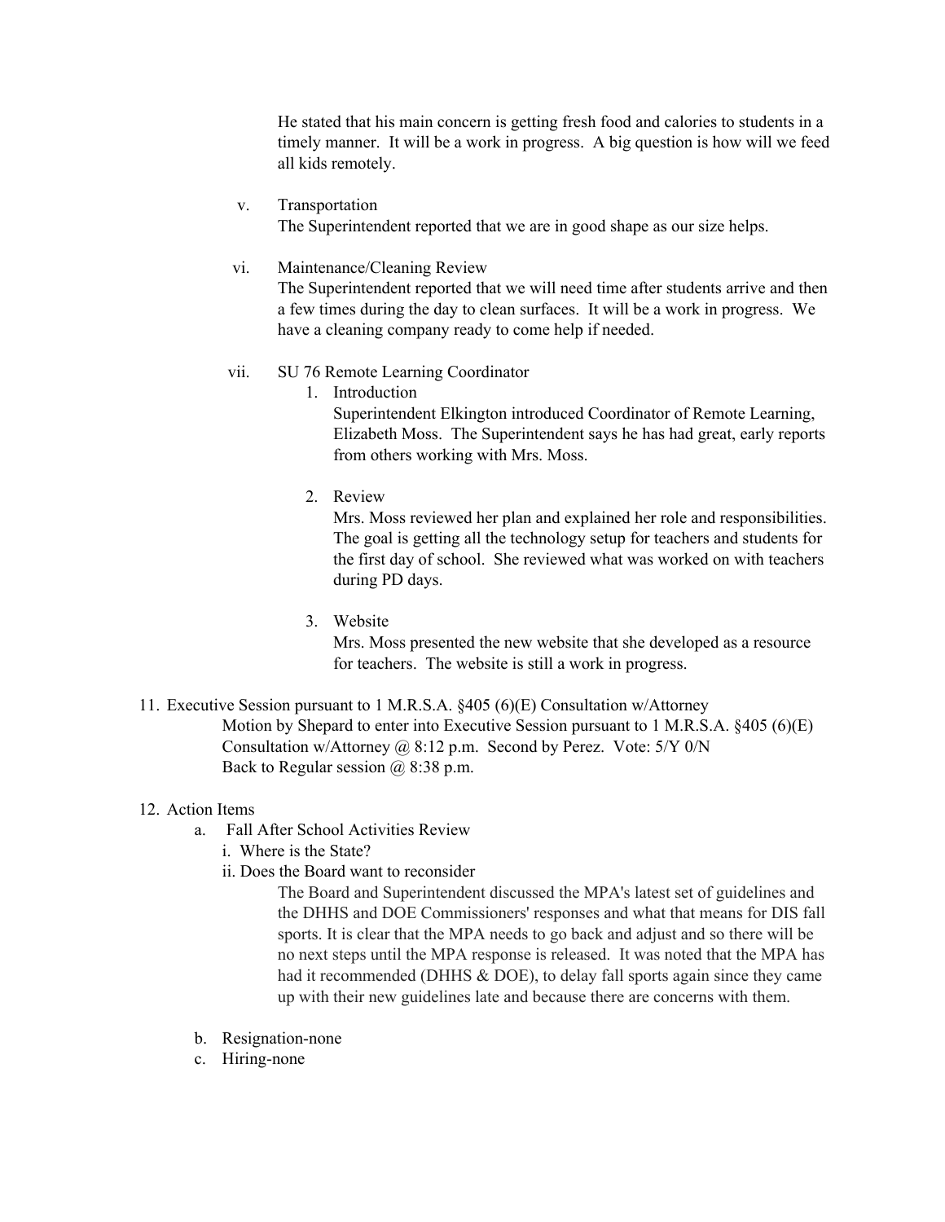He stated that his main concern is getting fresh food and calories to students in a timely manner. It will be a work in progress. A big question is how will we feed all kids remotely.

v. Transportation
The Superintendent reported that we are in good shape as our size helps.

vi. Maintenance/Cleaning Review
The Superintendent reported that we will need time after students arrive and then a few times during the day to clean surfaces. It will be a work in progress. We have a cleaning company ready to come help if needed.

vii. SU 76 Remote Learning Coordinator

1. Introduction
Superintendent Elkington introduced Coordinator of Remote Learning, Elizabeth Moss. The Superintendent says he has had great, early reports from others working with Mrs. Moss.

2. Review
Mrs. Moss reviewed her plan and explained her role and responsibilities. The goal is getting all the technology setup for teachers and students for the first day of school. She reviewed what was worked on with teachers during PD days.

3. Website
Mrs. Moss presented the new website that she developed as a resource for teachers. The website is still a work in progress.

11. Executive Session pursuant to 1 M.R.S.A. §405 (6)(E) Consultation w/Attorney
Motion by Shepard to enter into Executive Session pursuant to 1 M.R.S.A. §405 (6)(E) Consultation w/Attorney @ 8:12 p.m. Second by Perez. Vote: 5/Y 0/N
Back to Regular session @ 8:38 p.m.

12. Action Items
   a. Fall After School Activities Review
      i. Where is the State?
      ii. Does the Board want to reconsider
      The Board and Superintendent discussed the MPA's latest set of guidelines and the DHHS and DOE Commissioners' responses and what that means for DIS fall sports. It is clear that the MPA needs to go back and adjust and so there will be no next steps until the MPA response is released. It was noted that the MPA has had it recommended (DHHS & DOE), to delay fall sports again since they came up with their new guidelines late and because there are concerns with them.
   b. Resignation-none
   c. Hiring-none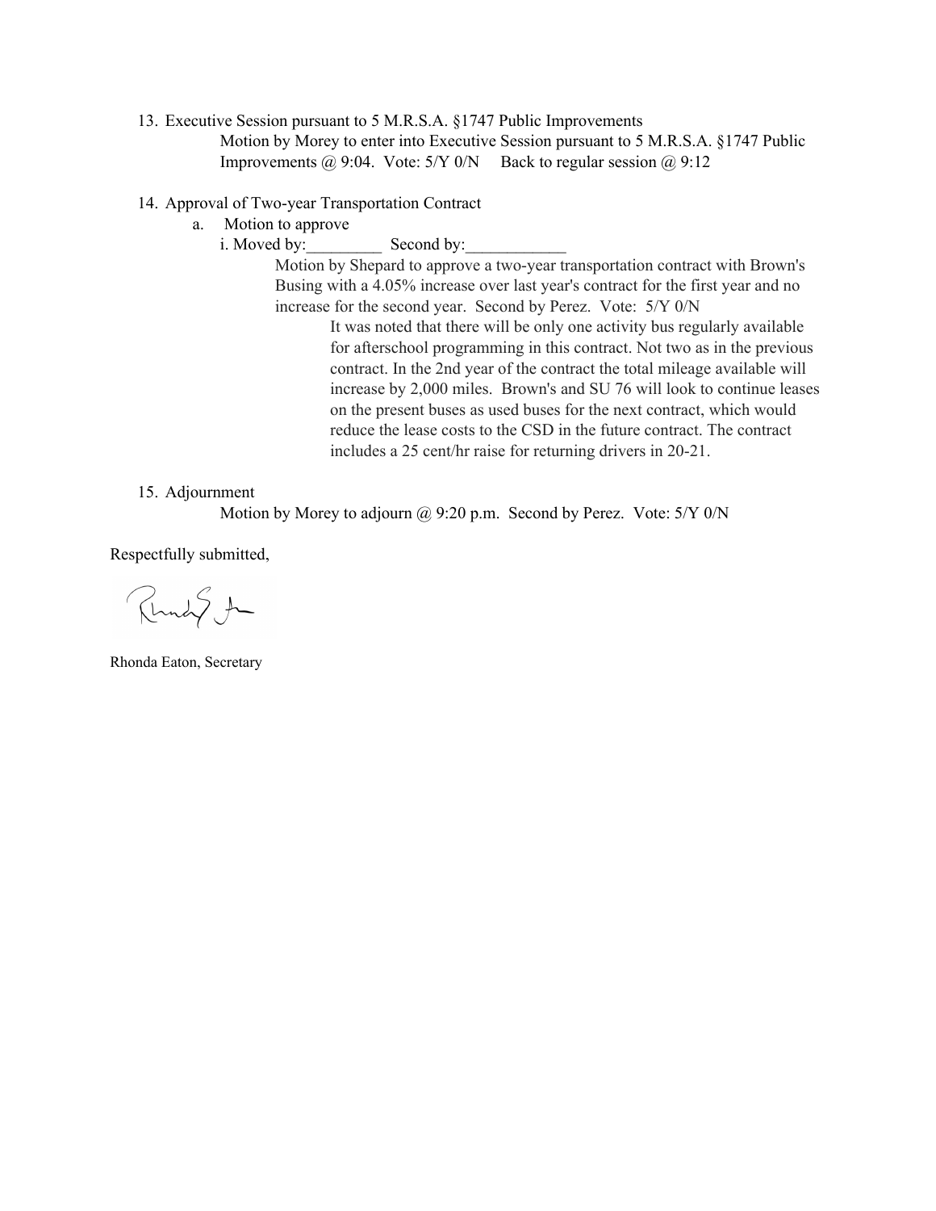13. Executive Session pursuant to 5 M.R.S.A. §1747 Public Improvements

    Motion by Morey to enter into Executive Session pursuant to 5 M.R.S.A. §1747 Public Improvements @ 9:04. Vote: 5/Y 0/N    Back to regular session @ 9:12

14. Approval of Two-year Transportation Contract

    a. Motion to approve

       i. Moved by:_________ Second by:____________

          Motion by Shepard to approve a two-year transportation contract with Brown's Busing with a 4.05% increase over last year's contract for the first year and no increase for the second year. Second by Perez. Vote: 5/Y 0/N

          It was noted that there will be only one activity bus regularly available for afterschool programming in this contract. Not two as in the previous contract. In the 2nd year of the contract the total mileage available will increase by 2,000 miles. Brown's and SU 76 will look to continue leases on the present buses as used buses for the next contract, which would reduce the lease costs to the CSD in the future contract. The contract includes a 25 cent/hr raise for returning drivers in 20-21.

15. Adjournment

    Motion by Morey to adjourn @ 9:20 p.m. Second by Perez. Vote: 5/Y 0/N

Respectfully submitted,

Rhonda Eaton, Secretary